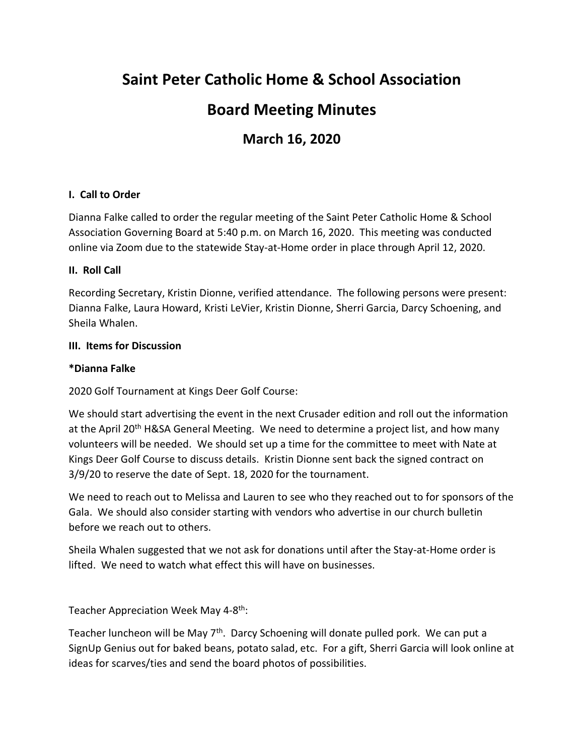# Saint Peter Catholic Home & School Association

# Board Meeting Minutes

## March 16, 2020

**I. Call to Order**

Dianna Falke called to order the regular meeting of the Saint Peter Catholic Home & School Association Governing Board at 5:40 p.m. on March 16, 2020. This meeting was conducted online via Zoom due to the statewide Stay-at-Home order in place through April 12, 2020.

**II. Roll Call**

Recording Secretary, Kristin Dionne, verified attendance. The following persons were present: Dianna Falke, Laura Howard, Kristi LeVier, Kristin Dionne, Sherri Garcia, Darcy Schoening, and Sheila Whalen.

**III. Items for Discussion**

**\*Dianna Falke**

2020 Golf Tournament at Kings Deer Golf Course:

We should start advertising the event in the next Crusader edition and roll out the information at the April 20th H&SA General Meeting. We need to determine a project list, and how many volunteers will be needed. We should set up a time for the committee to meet with Nate at Kings Deer Golf Course to discuss details. Kristin Dionne sent back the signed contract on 3/9/20 to reserve the date of Sept. 18, 2020 for the tournament.

We need to reach out to Melissa and Lauren to see who they reached out to for sponsors of the Gala. We should also consider starting with vendors who advertise in our church bulletin before we reach out to others.

Sheila Whalen suggested that we not ask for donations until after the Stay-at-Home order is lifted. We need to watch what effect this will have on businesses.

Teacher Appreciation Week May 4-8th:

Teacher luncheon will be May 7th. Darcy Schoening will donate pulled pork. We can put a SignUp Genius out for baked beans, potato salad, etc. For a gift, Sherri Garcia will look online at ideas for scarves/ties and send the board photos of possibilities.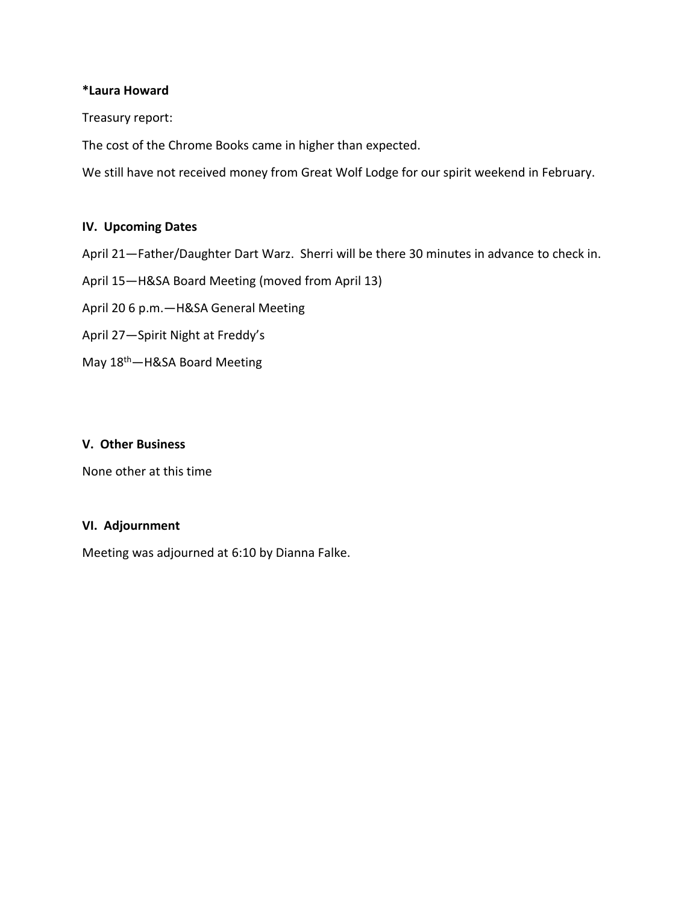**\*Laura Howard**

Treasury report:

The cost of the Chrome Books came in higher than expected.

We still have not received money from Great Wolf Lodge for our spirit weekend in February.

**IV. Upcoming Dates**

April 21—Father/Daughter Dart Warz. Sherri will be there 30 minutes in advance to check in.

April 15—H&SA Board Meeting (moved from April 13)

April 20 6 p.m.—H&SA General Meeting

April 27—Spirit Night at Freddy's

May 18th—H&SA Board Meeting

**V. Other Business**

None other at this time

**VI. Adjournment**

Meeting was adjourned at 6:10 by Dianna Falke.